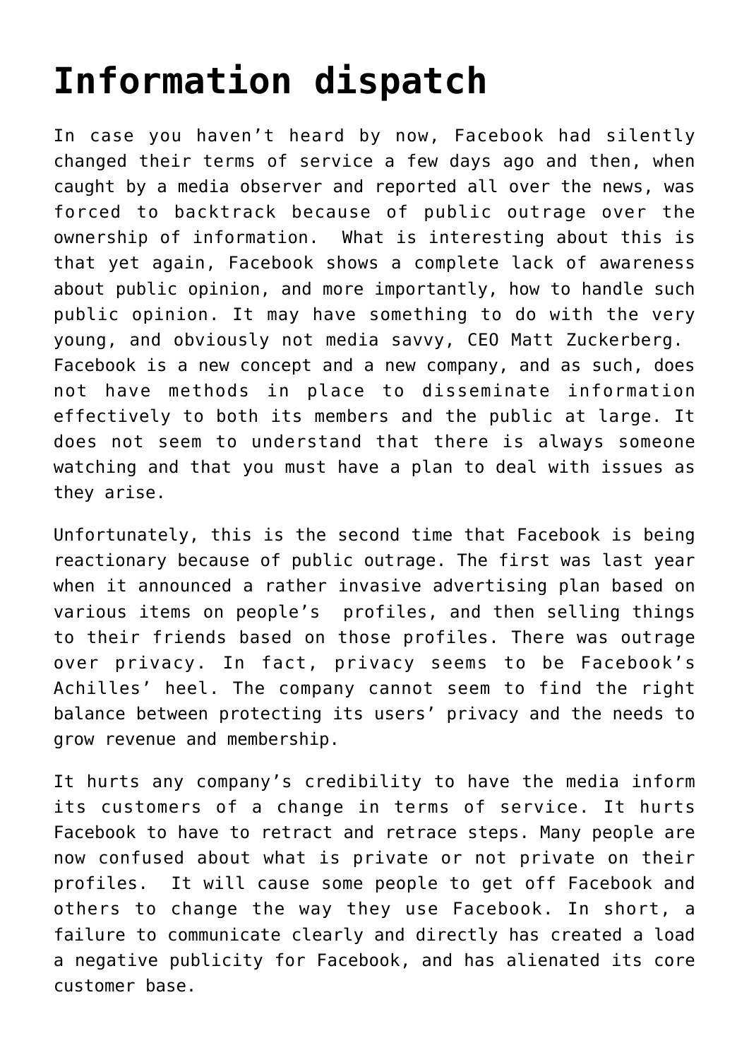# Information dispatch

In case you haven't heard by now, Facebook had silently changed their terms of service a few days ago and then, when caught by a media observer and reported all over the news, was forced to backtrack because of public outrage over the ownership of information.  What is interesting about this is that yet again, Facebook shows a complete lack of awareness about public opinion, and more importantly, how to handle such public opinion. It may have something to do with the very young, and obviously not media savvy, CEO Matt Zuckerberg.  Facebook is a new concept and a new company, and as such, does not have methods in place to disseminate information effectively to both its members and the public at large. It does not seem to understand that there is always someone watching and that you must have a plan to deal with issues as they arise.

Unfortunately, this is the second time that Facebook is being reactionary because of public outrage. The first was last year when it announced a rather invasive advertising plan based on various items on people's  profiles, and then selling things to their friends based on those profiles. There was outrage over privacy. In fact, privacy seems to be Facebook's Achilles' heel. The company cannot seem to find the right balance between protecting its users' privacy and the needs to grow revenue and membership.

It hurts any company's credibility to have the media inform its customers of a change in terms of service. It hurts Facebook to have to retract and retrace steps. Many people are now confused about what is private or not private on their profiles.  It will cause some people to get off Facebook and others to change the way they use Facebook. In short, a failure to communicate clearly and directly has created a load a negative publicity for Facebook, and has alienated its core customer base.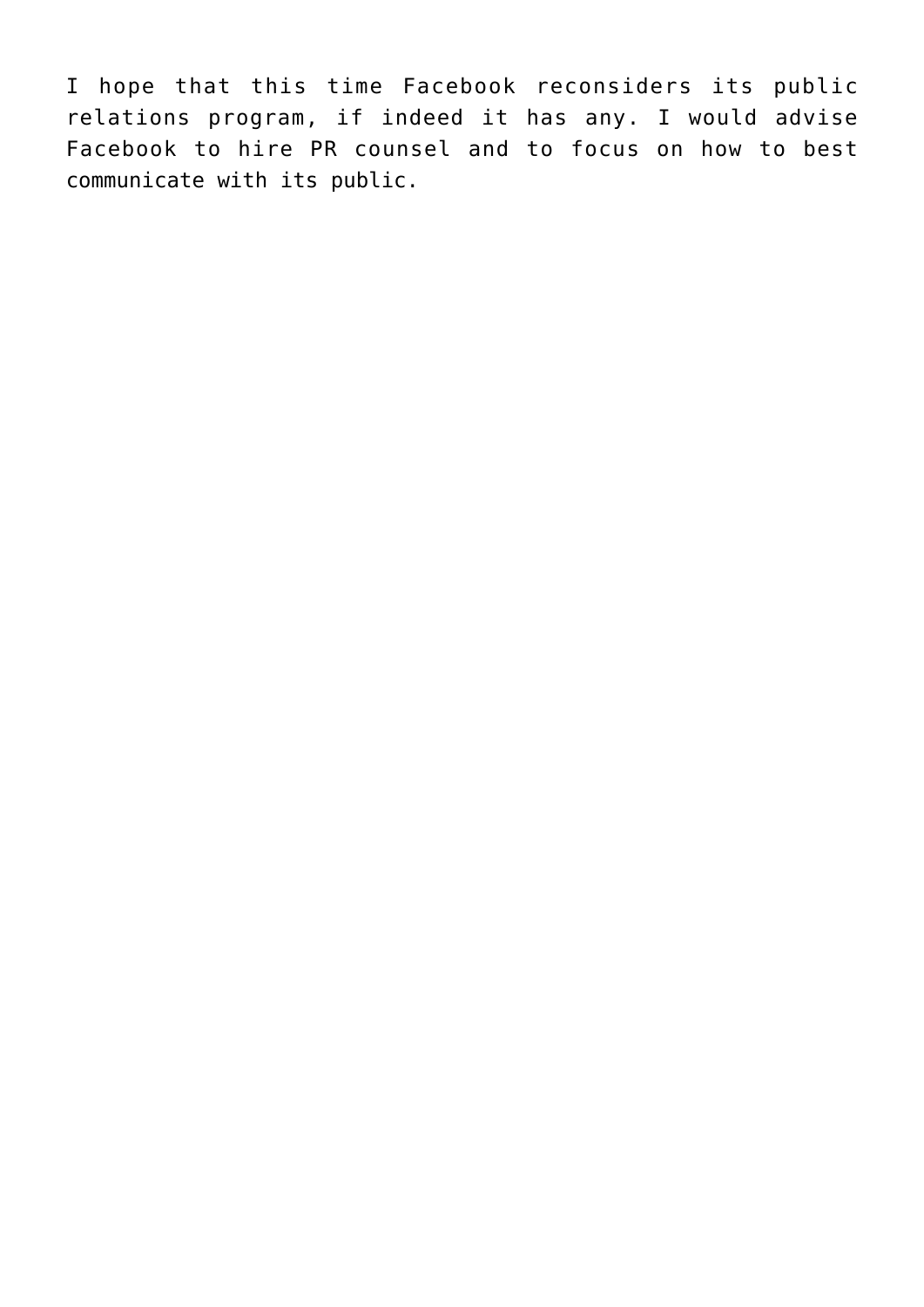I hope that this time Facebook reconsiders its public relations program, if indeed it has any. I would advise Facebook to hire PR counsel and to focus on how to best communicate with its public.